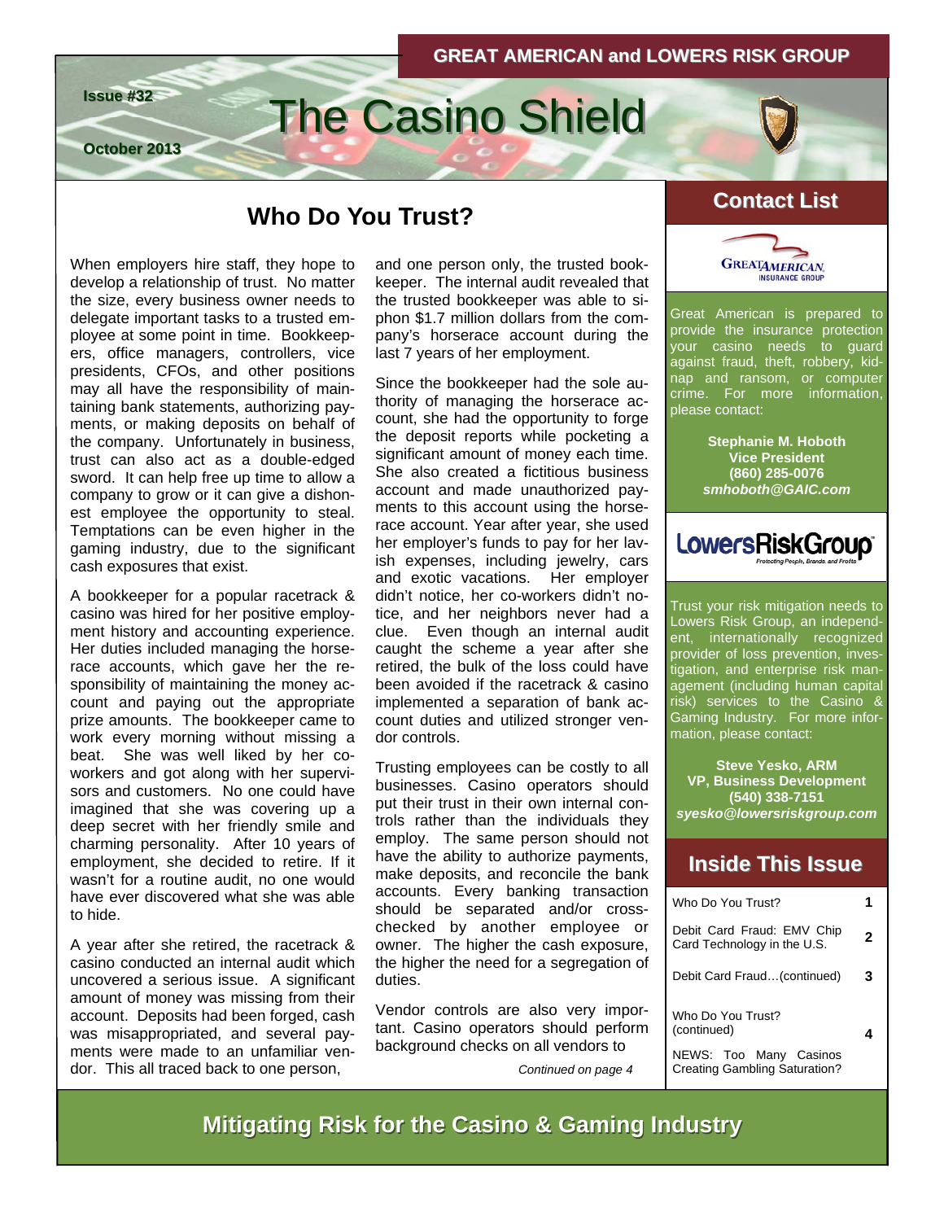GREAT AMERICAN and LOWERS RISK GROUP

Issue #32

October 2013

# The Casino Shield

## Who Do You Trust?

When employers hire staff, they hope to develop a relationship of trust. No matter the size, every business owner needs to delegate important tasks to a trusted employee at some point in time. Bookkeepers, office managers, controllers, vice presidents, CFOs, and other positions may all have the responsibility of maintaining bank statements, authorizing payments, or making deposits on behalf of the company. Unfortunately in business, trust can also act as a double-edged sword. It can help free up time to allow a company to grow or it can give a dishonest employee the opportunity to steal. Temptations can be even higher in the gaming industry, due to the significant cash exposures that exist.

A bookkeeper for a popular racetrack & casino was hired for her positive employment history and accounting experience. Her duties included managing the horserace accounts, which gave her the responsibility of maintaining the money account and paying out the appropriate prize amounts. The bookkeeper came to work every morning without missing a beat. She was well liked by her coworkers and got along with her supervisors and customers. No one could have imagined that she was covering up a deep secret with her friendly smile and charming personality. After 10 years of employment, she decided to retire. If it wasn't for a routine audit, no one would have ever discovered what she was able to hide.

A year after she retired, the racetrack & casino conducted an internal audit which uncovered a serious issue. A significant amount of money was missing from their account. Deposits had been forged, cash was misappropriated, and several payments were made to an unfamiliar vendor. This all traced back to one person, and one person only, the trusted bookkeeper. The internal audit revealed that the trusted bookkeeper was able to siphon $1.7 million dollars from the company's horserace account during the last 7 years of her employment.

Since the bookkeeper had the sole authority of managing the horserace account, she had the opportunity to forge the deposit reports while pocketing a significant amount of money each time. She also created a fictitious business account and made unauthorized payments to this account using the horserace account. Year after year, she used her employer's funds to pay for her lavish expenses, including jewelry, cars and exotic vacations. Her employer didn't notice, her co-workers didn't notice, and her neighbors never had a clue. Even though an internal audit caught the scheme a year after she retired, the bulk of the loss could have been avoided if the racetrack & casino implemented a separation of bank account duties and utilized stronger vendor controls.

Trusting employees can be costly to all businesses. Casino operators should put their trust in their own internal controls rather than the individuals they employ. The same person should not have the ability to authorize payments, make deposits, and reconcile the bank accounts. Every banking transaction should be separated and/or cross-checked by another employee or owner. The higher the cash exposure, the higher the need for a segregation of duties.

Vendor controls are also very important. Casino operators should perform background checks on all vendors to

*Continued on page 4*

## Contact List

GREAT AMERICAN INSURANCE GROUP

Great American is prepared to provide the insurance protection your casino needs to guard against fraud, theft, robbery, kidnap and ransom, or computer crime. For more information, please contact:

**Stephanie M. Hoboth**
**Vice President**
**(860) 285-0076**
***smhoboth@GAIC.com***

LowersRiskGroup
Protecting People, Brands, and Profits

Trust your risk mitigation needs to Lowers Risk Group, an independent, internationally recognized provider of loss prevention, investigation, and enterprise risk management (including human capital risk) services to the Casino & Gaming Industry. For more information, please contact:

**Steve Yesko, ARM**
**VP, Business Development**
**(540) 338-7151**
***syesko@lowersriskgroup.com***

## Inside This Issue

| | |
|---|---|
| Who Do You Trust? | 1 |
| Debit Card Fraud: EMV Chip Card Technology in the U.S. | 2 |
| Debit Card Fraud…(continued) | 3 |
| Who Do You Trust? (continued) | 4 |
| NEWS: Too Many Casinos Creating Gambling Saturation? | |

**Mitigating Risk for the Casino & Gaming Industry**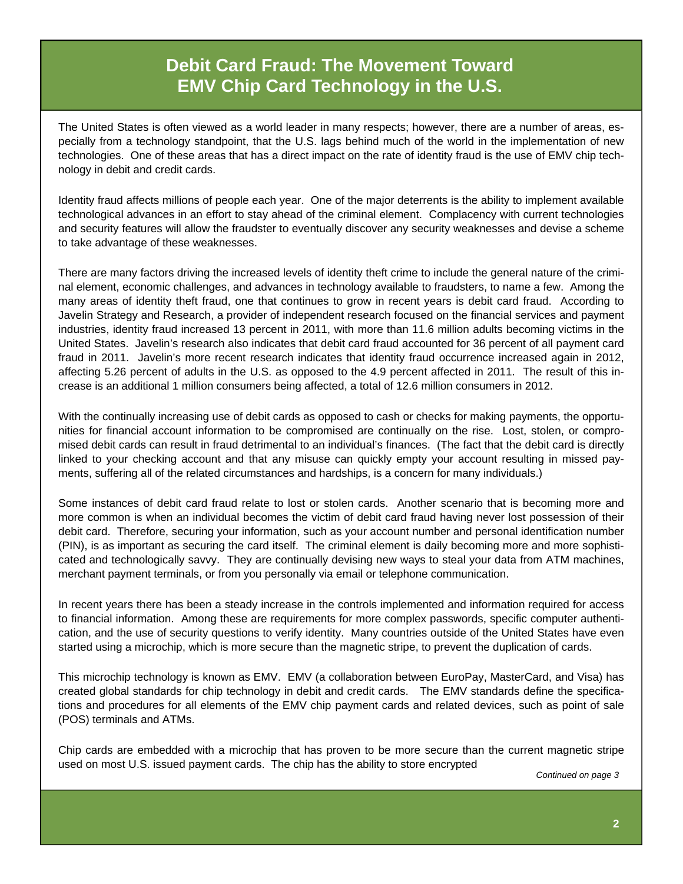# Debit Card Fraud: The Movement Toward EMV Chip Card Technology in the U.S.

The United States is often viewed as a world leader in many respects; however, there are a number of areas, especially from a technology standpoint, that the U.S. lags behind much of the world in the implementation of new technologies. One of these areas that has a direct impact on the rate of identity fraud is the use of EMV chip technology in debit and credit cards.

Identity fraud affects millions of people each year. One of the major deterrents is the ability to implement available technological advances in an effort to stay ahead of the criminal element. Complacency with current technologies and security features will allow the fraudster to eventually discover any security weaknesses and devise a scheme to take advantage of these weaknesses.

There are many factors driving the increased levels of identity theft crime to include the general nature of the criminal element, economic challenges, and advances in technology available to fraudsters, to name a few. Among the many areas of identity theft fraud, one that continues to grow in recent years is debit card fraud. According to Javelin Strategy and Research, a provider of independent research focused on the financial services and payment industries, identity fraud increased 13 percent in 2011, with more than 11.6 million adults becoming victims in the United States. Javelin's research also indicates that debit card fraud accounted for 36 percent of all payment card fraud in 2011. Javelin's more recent research indicates that identity fraud occurrence increased again in 2012, affecting 5.26 percent of adults in the U.S. as opposed to the 4.9 percent affected in 2011. The result of this increase is an additional 1 million consumers being affected, a total of 12.6 million consumers in 2012.

With the continually increasing use of debit cards as opposed to cash or checks for making payments, the opportunities for financial account information to be compromised are continually on the rise. Lost, stolen, or compromised debit cards can result in fraud detrimental to an individual's finances. (The fact that the debit card is directly linked to your checking account and that any misuse can quickly empty your account resulting in missed payments, suffering all of the related circumstances and hardships, is a concern for many individuals.)

Some instances of debit card fraud relate to lost or stolen cards. Another scenario that is becoming more and more common is when an individual becomes the victim of debit card fraud having never lost possession of their debit card. Therefore, securing your information, such as your account number and personal identification number (PIN), is as important as securing the card itself. The criminal element is daily becoming more and more sophisticated and technologically savvy. They are continually devising new ways to steal your data from ATM machines, merchant payment terminals, or from you personally via email or telephone communication.

In recent years there has been a steady increase in the controls implemented and information required for access to financial information. Among these are requirements for more complex passwords, specific computer authentication, and the use of security questions to verify identity. Many countries outside of the United States have even started using a microchip, which is more secure than the magnetic stripe, to prevent the duplication of cards.

This microchip technology is known as EMV. EMV (a collaboration between EuroPay, MasterCard, and Visa) has created global standards for chip technology in debit and credit cards. The EMV standards define the specifications and procedures for all elements of the EMV chip payment cards and related devices, such as point of sale (POS) terminals and ATMs.

Chip cards are embedded with a microchip that has proven to be more secure than the current magnetic stripe used on most U.S. issued payment cards. The chip has the ability to store encrypted

*Continued on page 3*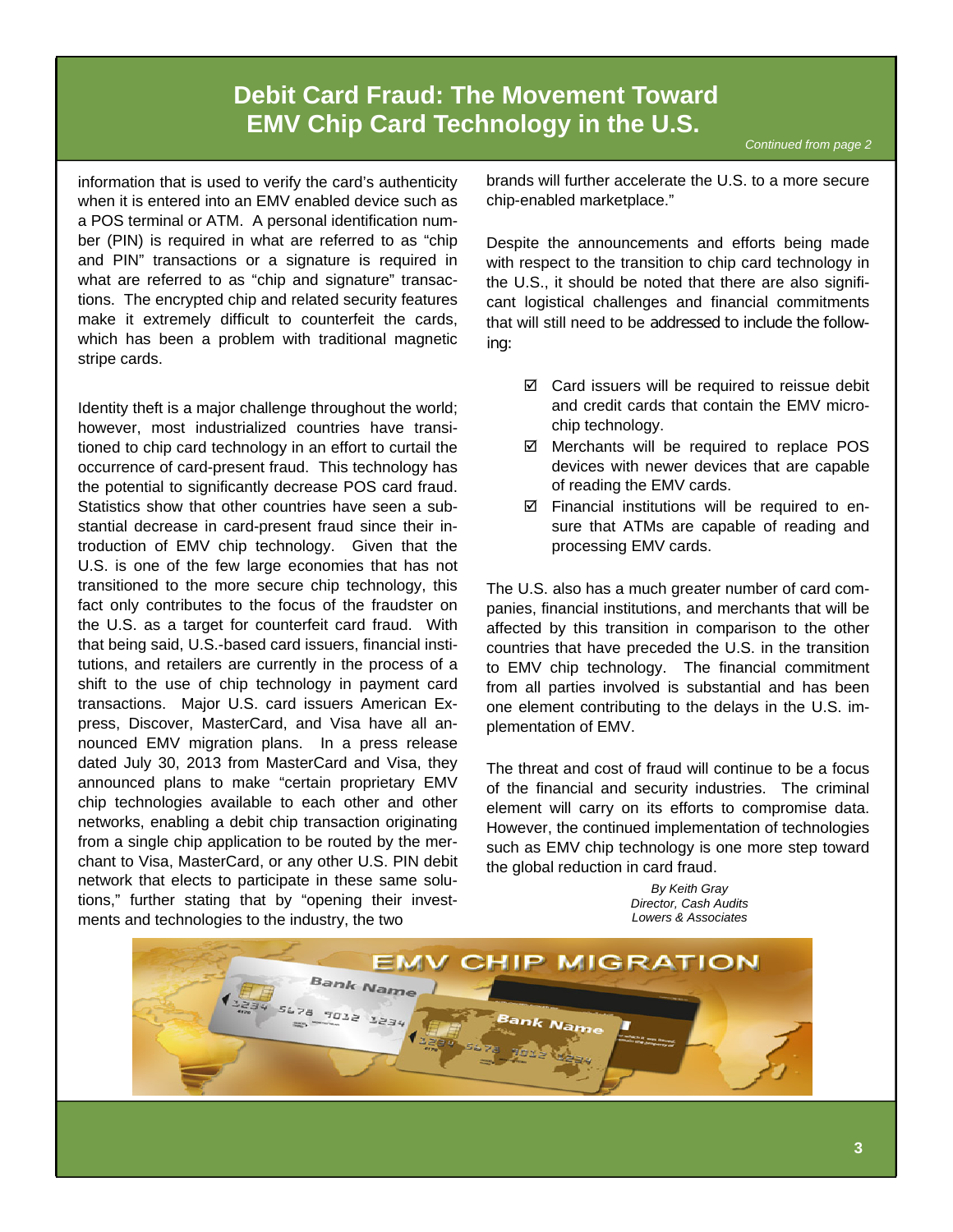# Debit Card Fraud: The Movement Toward EMV Chip Card Technology in the U.S.

*Continued from page 2*

information that is used to verify the card's authenticity when it is entered into an EMV enabled device such as a POS terminal or ATM. A personal identification number (PIN) is required in what are referred to as "chip and PIN" transactions or a signature is required in what are referred to as "chip and signature" transactions. The encrypted chip and related security features make it extremely difficult to counterfeit the cards, which has been a problem with traditional magnetic stripe cards.

Identity theft is a major challenge throughout the world; however, most industrialized countries have transitioned to chip card technology in an effort to curtail the occurrence of card-present fraud. This technology has the potential to significantly decrease POS card fraud. Statistics show that other countries have seen a substantial decrease in card-present fraud since their introduction of EMV chip technology. Given that the U.S. is one of the few large economies that has not transitioned to the more secure chip technology, this fact only contributes to the focus of the fraudster on the U.S. as a target for counterfeit card fraud. With that being said, U.S.-based card issuers, financial institutions, and retailers are currently in the process of a shift to the use of chip technology in payment card transactions. Major U.S. card issuers American Express, Discover, MasterCard, and Visa have all announced EMV migration plans. In a press release dated July 30, 2013 from MasterCard and Visa, they announced plans to make "certain proprietary EMV chip technologies available to each other and other networks, enabling a debit chip transaction originating from a single chip application to be routed by the merchant to Visa, MasterCard, or any other U.S. PIN debit network that elects to participate in these same solutions," further stating that by "opening their investments and technologies to the industry, the two brands will further accelerate the U.S. to a more secure chip-enabled marketplace."

Despite the announcements and efforts being made with respect to the transition to chip card technology in the U.S., it should be noted that there are also significant logistical challenges and financial commitments that will still need to be addressed to include the following:

- ☑ Card issuers will be required to reissue debit and credit cards that contain the EMV microchip technology.
- ☑ Merchants will be required to replace POS devices with newer devices that are capable of reading the EMV cards.
- ☑ Financial institutions will be required to ensure that ATMs are capable of reading and processing EMV cards.

The U.S. also has a much greater number of card companies, financial institutions, and merchants that will be affected by this transition in comparison to the other countries that have preceded the U.S. in the transition to EMV chip technology. The financial commitment from all parties involved is substantial and has been one element contributing to the delays in the U.S. implementation of EMV.

The threat and cost of fraud will continue to be a focus of the financial and security industries. The criminal element will carry on its efforts to compromise data. However, the continued implementation of technologies such as EMV chip technology is one more step toward the global reduction in card fraud.

*By Keith Gray*
*Director, Cash Audits*
*Lowers & Associates*

EMV CHIP MIGRATION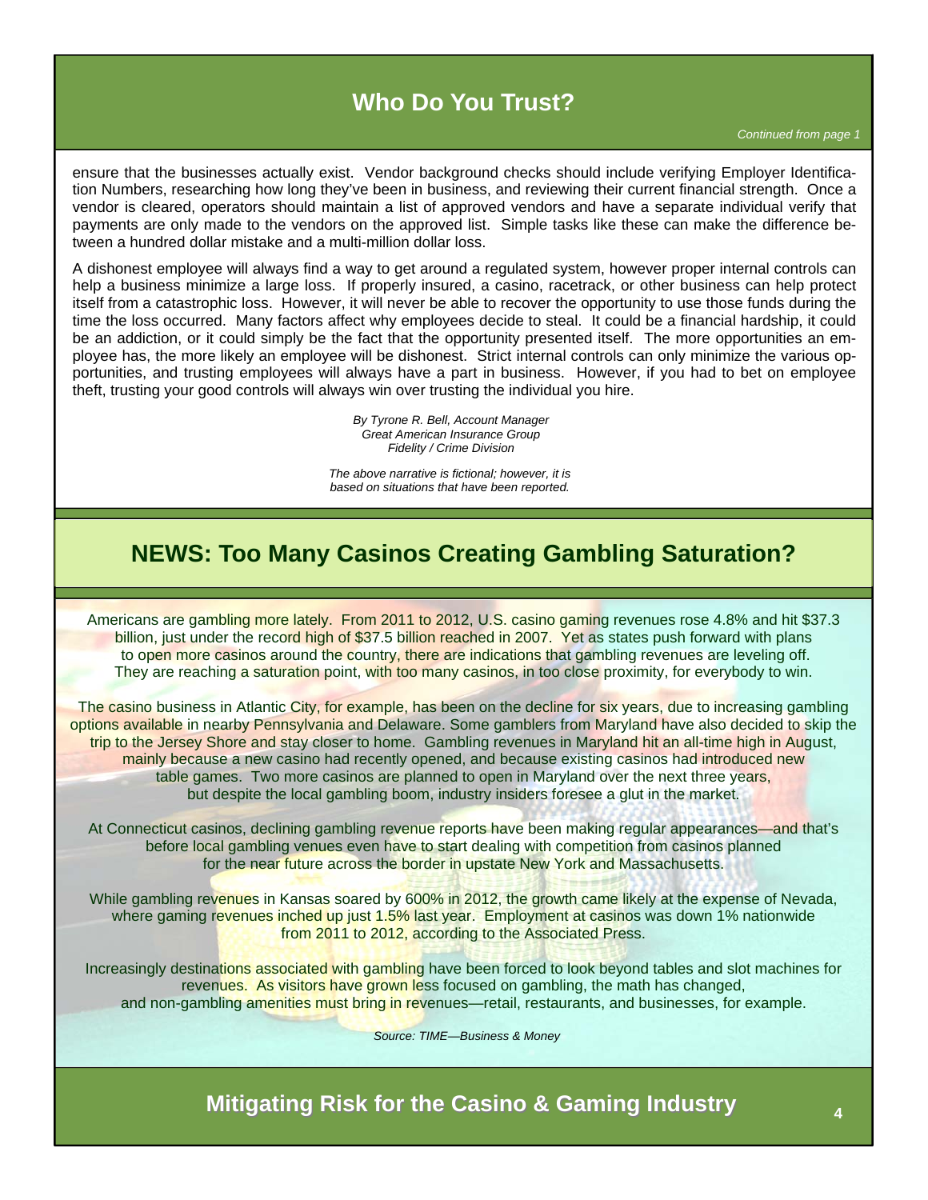## Who Do You Trust?

*Continued from page 1*

ensure that the businesses actually exist. Vendor background checks should include verifying Employer Identification Numbers, researching how long they've been in business, and reviewing their current financial strength. Once a vendor is cleared, operators should maintain a list of approved vendors and have a separate individual verify that payments are only made to the vendors on the approved list. Simple tasks like these can make the difference between a hundred dollar mistake and a multi-million dollar loss.

A dishonest employee will always find a way to get around a regulated system, however proper internal controls can help a business minimize a large loss. If properly insured, a casino, racetrack, or other business can help protect itself from a catastrophic loss. However, it will never be able to recover the opportunity to use those funds during the time the loss occurred. Many factors affect why employees decide to steal. It could be a financial hardship, it could be an addiction, or it could simply be the fact that the opportunity presented itself. The more opportunities an employee has, the more likely an employee will be dishonest. Strict internal controls can only minimize the various opportunities, and trusting employees will always have a part in business. However, if you had to bet on employee theft, trusting your good controls will always win over trusting the individual you hire.

*By Tyrone R. Bell, Account Manager*
*Great American Insurance Group*
*Fidelity / Crime Division*

*The above narrative is fictional; however, it is based on situations that have been reported.*

## NEWS: Too Many Casinos Creating Gambling Saturation?

Americans are gambling more lately. From 2011 to 2012, U.S. casino gaming revenues rose 4.8% and hit $37.3 billion, just under the record high of $37.5 billion reached in 2007. Yet as states push forward with plans to open more casinos around the country, there are indications that gambling revenues are leveling off. They are reaching a saturation point, with too many casinos, in too close proximity, for everybody to win.

The casino business in Atlantic City, for example, has been on the decline for six years, due to increasing gambling options available in nearby Pennsylvania and Delaware. Some gamblers from Maryland have also decided to skip the trip to the Jersey Shore and stay closer to home. Gambling revenues in Maryland hit an all-time high in August, mainly because a new casino had recently opened, and because existing casinos had introduced new table games. Two more casinos are planned to open in Maryland over the next three years, but despite the local gambling boom, industry insiders foresee a glut in the market.

At Connecticut casinos, declining gambling revenue reports have been making regular appearances—and that's before local gambling venues even have to start dealing with competition from casinos planned for the near future across the border in upstate New York and Massachusetts.

While gambling revenues in Kansas soared by 600% in 2012, the growth came likely at the expense of Nevada, where gaming revenues inched up just 1.5% last year. Employment at casinos was down 1% nationwide from 2011 to 2012, according to the Associated Press.

Increasingly destinations associated with gambling have been forced to look beyond tables and slot machines for revenues. As visitors have grown less focused on gambling, the math has changed, and non-gambling amenities must bring in revenues—retail, restaurants, and businesses, for example.

*Source: TIME—Business & Money*